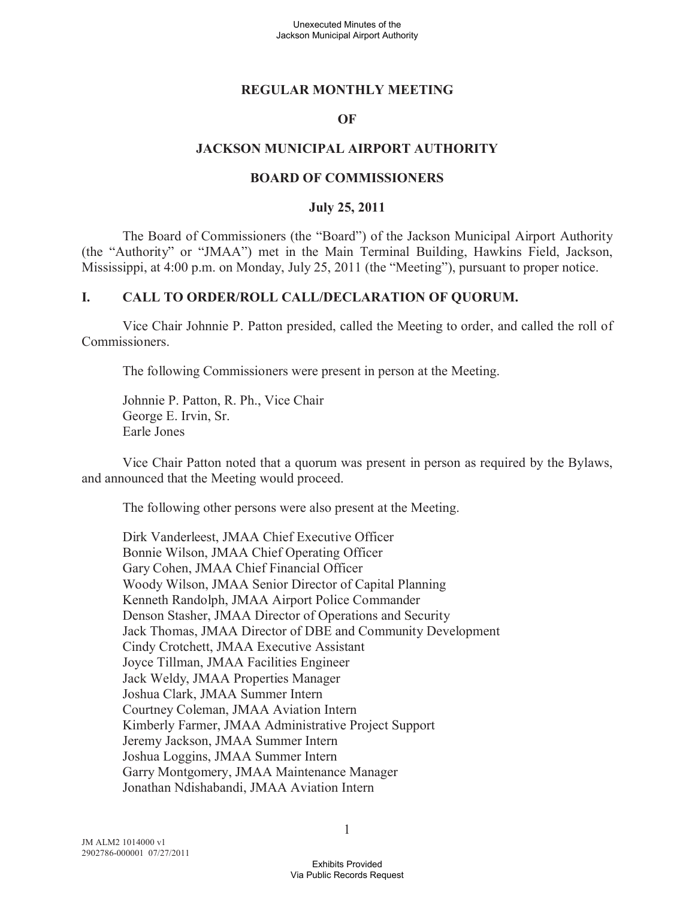# REGULAR MONTHLY MEETING

# OF

# JACKSON MUNICIPAL AIRPORT AUTHORITY

# BOARD OF COMMISSIONERS

## July 25, 2011

The Board of Commissioners (the "Board") of the Jackson Municipal Airport Authority (the "Authority" or "JMAA") met in the Main Terminal Building, Hawkins Field, Jackson, Mississippi, at 4:00 p.m. on Monday, July 25, 2011 (the "Meeting"), pursuant to proper notice.

## I. CALL TO ORDER/ROLL CALL/DECLARATION OF QUORUM.

Vice Chair Johnnie P. Patton presided, called the Meeting to order, and called the roll of Commissioners.

The following Commissioners were present in person at the Meeting.

Johnnie P. Patton, R. Ph., Vice Chair
George E. Irvin, Sr.
Earle Jones

Vice Chair Patton noted that a quorum was present in person as required by the Bylaws, and announced that the Meeting would proceed.

The following other persons were also present at the Meeting.

Dirk Vanderleest, JMAA Chief Executive Officer
Bonnie Wilson, JMAA Chief Operating Officer
Gary Cohen, JMAA Chief Financial Officer
Woody Wilson, JMAA Senior Director of Capital Planning
Kenneth Randolph, JMAA Airport Police Commander
Denson Stasher, JMAA Director of Operations and Security
Jack Thomas, JMAA Director of DBE and Community Development
Cindy Crotchett, JMAA Executive Assistant
Joyce Tillman, JMAA Facilities Engineer
Jack Weldy, JMAA Properties Manager
Joshua Clark, JMAA Summer Intern
Courtney Coleman, JMAA Aviation Intern
Kimberly Farmer, JMAA Administrative Project Support
Jeremy Jackson, JMAA Summer Intern
Joshua Loggins, JMAA Summer Intern
Garry Montgomery, JMAA Maintenance Manager
Jonathan Ndishabandi, JMAA Aviation Intern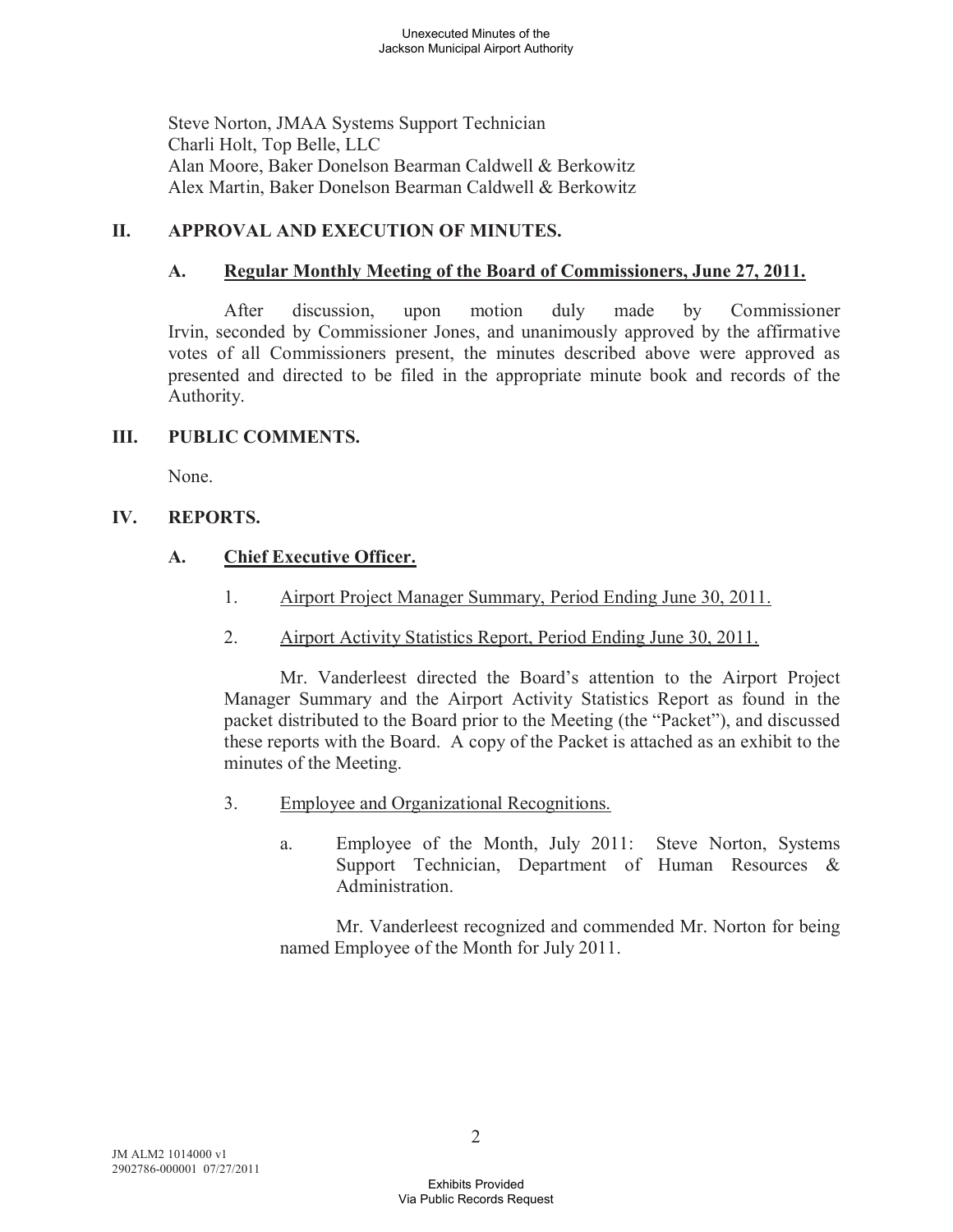Steve Norton, JMAA Systems Support Technician
Charli Holt, Top Belle, LLC
Alan Moore, Baker Donelson Bearman Caldwell & Berkowitz
Alex Martin, Baker Donelson Bearman Caldwell & Berkowitz

## II. APPROVAL AND EXECUTION OF MINUTES.

### A. Regular Monthly Meeting of the Board of Commissioners, June 27, 2011.

After discussion, upon motion duly made by Commissioner Irvin, seconded by Commissioner Jones, and unanimously approved by the affirmative votes of all Commissioners present, the minutes described above were approved as presented and directed to be filed in the appropriate minute book and records of the Authority.

## III. PUBLIC COMMENTS.

None.

## IV. REPORTS.

### A. Chief Executive Officer.

1. Airport Project Manager Summary, Period Ending June 30, 2011.

2. Airport Activity Statistics Report, Period Ending June 30, 2011.

Mr. Vanderleest directed the Board's attention to the Airport Project Manager Summary and the Airport Activity Statistics Report as found in the packet distributed to the Board prior to the Meeting (the "Packet"), and discussed these reports with the Board. A copy of the Packet is attached as an exhibit to the minutes of the Meeting.

3. Employee and Organizational Recognitions.

   a. Employee of the Month, July 2011: Steve Norton, Systems Support Technician, Department of Human Resources & Administration.

   Mr. Vanderleest recognized and commended Mr. Norton for being named Employee of the Month for July 2011.

JM ALM2 1014000 v1
2902786-000001 07/27/2011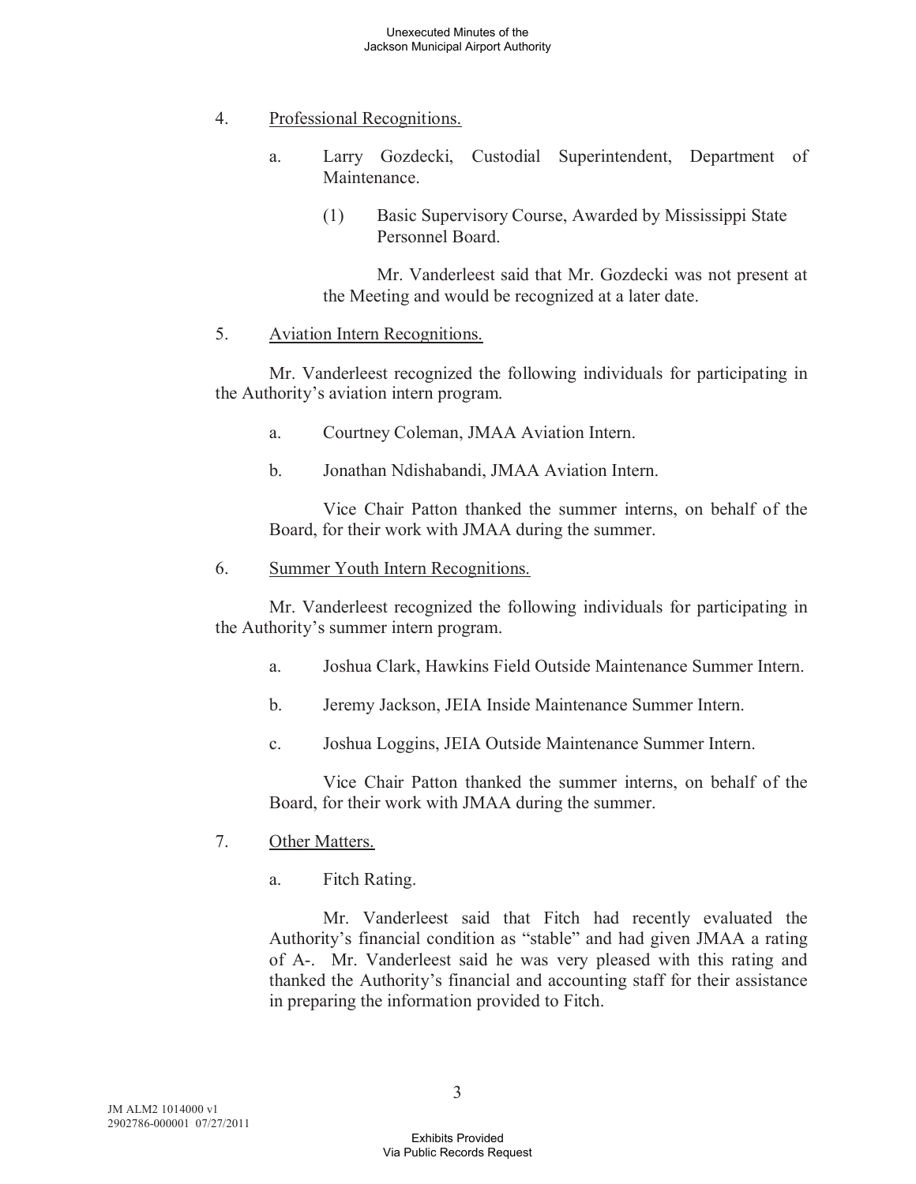4. Professional Recognitions.

   a. Larry Gozdecki, Custodial Superintendent, Department of Maintenance.

      (1) Basic Supervisory Course, Awarded by Mississippi State Personnel Board.

      Mr. Vanderleest said that Mr. Gozdecki was not present at the Meeting and would be recognized at a later date.

5. Aviation Intern Recognitions.

Mr. Vanderleest recognized the following individuals for participating in the Authority's aviation intern program.

   a. Courtney Coleman, JMAA Aviation Intern.

   b. Jonathan Ndishabandi, JMAA Aviation Intern.

   Vice Chair Patton thanked the summer interns, on behalf of the Board, for their work with JMAA during the summer.

6. Summer Youth Intern Recognitions.

Mr. Vanderleest recognized the following individuals for participating in the Authority's summer intern program.

   a. Joshua Clark, Hawkins Field Outside Maintenance Summer Intern.

   b. Jeremy Jackson, JEIA Inside Maintenance Summer Intern.

   c. Joshua Loggins, JEIA Outside Maintenance Summer Intern.

   Vice Chair Patton thanked the summer interns, on behalf of the Board, for their work with JMAA during the summer.

7. Other Matters.

   a. Fitch Rating.

   Mr. Vanderleest said that Fitch had recently evaluated the Authority's financial condition as "stable" and had given JMAA a rating of A-. Mr. Vanderleest said he was very pleased with this rating and thanked the Authority's financial and accounting staff for their assistance in preparing the information provided to Fitch.

JM ALM2 1014000 v1
2902786-000001 07/27/2011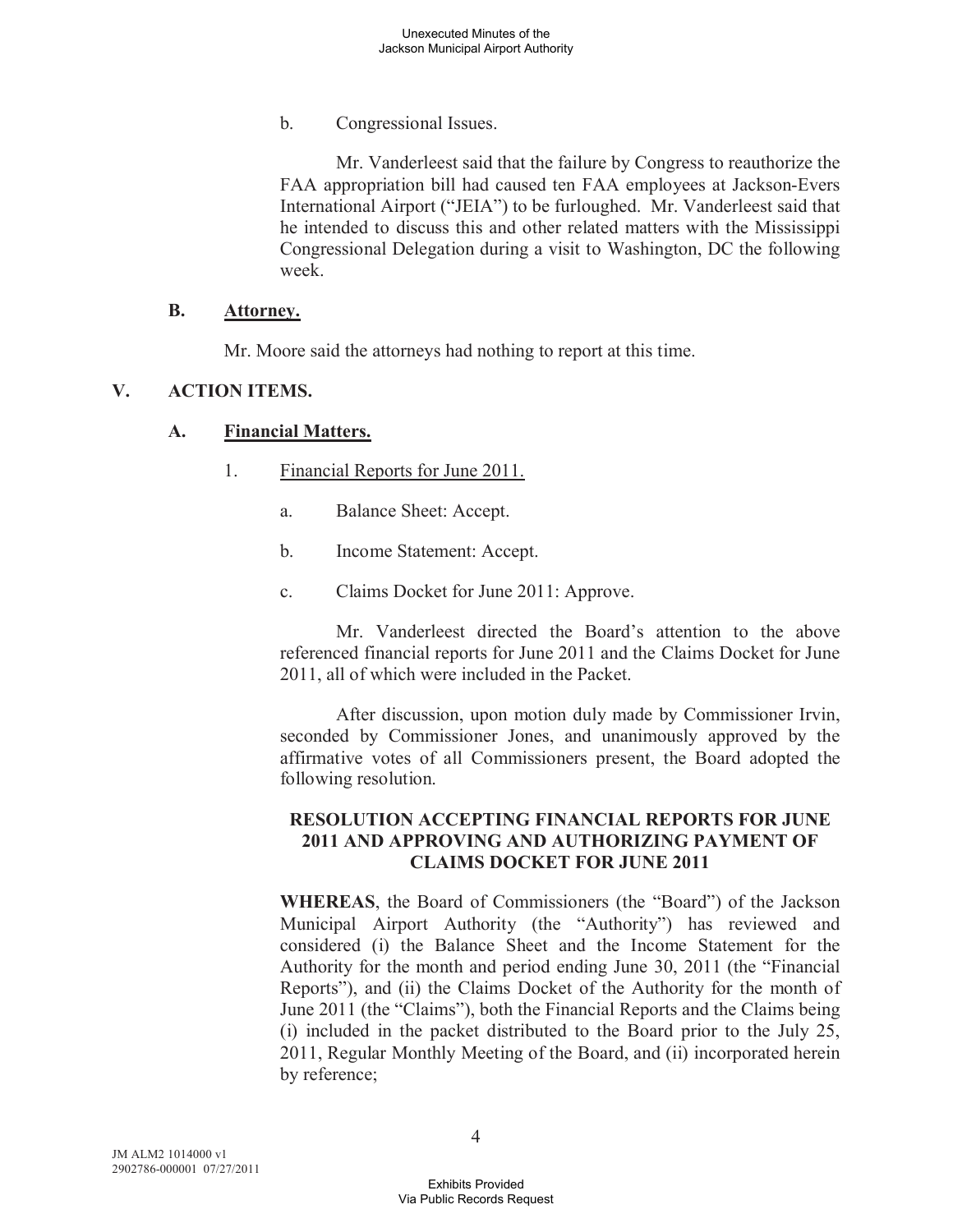b. Congressional Issues.

Mr. Vanderleest said that the failure by Congress to reauthorize the FAA appropriation bill had caused ten FAA employees at Jackson-Evers International Airport ("JEIA") to be furloughed. Mr. Vanderleest said that he intended to discuss this and other related matters with the Mississippi Congressional Delegation during a visit to Washington, DC the following week.

**B. Attorney.**

Mr. Moore said the attorneys had nothing to report at this time.

**V. ACTION ITEMS.**

**A. Financial Matters.**

1. Financial Reports for June 2011.

a. Balance Sheet: Accept.

b. Income Statement: Accept.

c. Claims Docket for June 2011: Approve.

Mr. Vanderleest directed the Board's attention to the above referenced financial reports for June 2011 and the Claims Docket for June 2011, all of which were included in the Packet.

After discussion, upon motion duly made by Commissioner Irvin, seconded by Commissioner Jones, and unanimously approved by the affirmative votes of all Commissioners present, the Board adopted the following resolution.

**RESOLUTION ACCEPTING FINANCIAL REPORTS FOR JUNE 2011 AND APPROVING AND AUTHORIZING PAYMENT OF CLAIMS DOCKET FOR JUNE 2011**

**WHEREAS**, the Board of Commissioners (the "Board") of the Jackson Municipal Airport Authority (the "Authority") has reviewed and considered (i) the Balance Sheet and the Income Statement for the Authority for the month and period ending June 30, 2011 (the "Financial Reports"), and (ii) the Claims Docket of the Authority for the month of June 2011 (the "Claims"), both the Financial Reports and the Claims being (i) included in the packet distributed to the Board prior to the July 25, 2011, Regular Monthly Meeting of the Board, and (ii) incorporated herein by reference;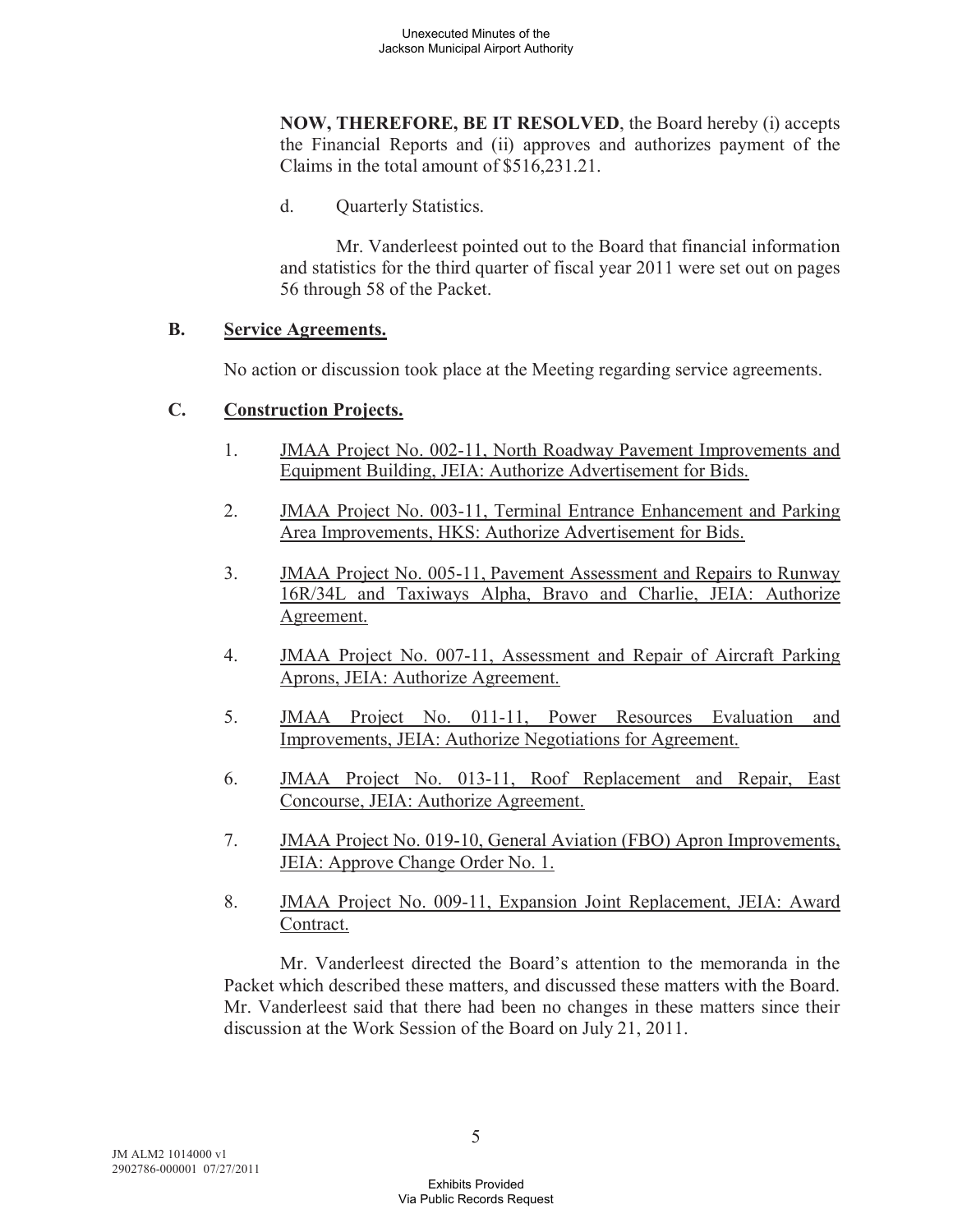**NOW, THEREFORE, BE IT RESOLVED**, the Board hereby (i) accepts the Financial Reports and (ii) approves and authorizes payment of the Claims in the total amount of $516,231.21.

d. Quarterly Statistics.

Mr. Vanderleest pointed out to the Board that financial information and statistics for the third quarter of fiscal year 2011 were set out on pages 56 through 58 of the Packet.

**B. <u>Service Agreements.</u>**

No action or discussion took place at the Meeting regarding service agreements.

**C. <u>Construction Projects.</u>**

1. <u>JMAA Project No. 002-11, North Roadway Pavement Improvements and Equipment Building, JEIA: Authorize Advertisement for Bids.</u>

2. <u>JMAA Project No. 003-11, Terminal Entrance Enhancement and Parking Area Improvements, HKS: Authorize Advertisement for Bids.</u>

3. <u>JMAA Project No. 005-11, Pavement Assessment and Repairs to Runway 16R/34L and Taxiways Alpha, Bravo and Charlie, JEIA: Authorize Agreement.</u>

4. <u>JMAA Project No. 007-11, Assessment and Repair of Aircraft Parking Aprons, JEIA: Authorize Agreement.</u>

5. <u>JMAA Project No. 011-11, Power Resources Evaluation and Improvements, JEIA: Authorize Negotiations for Agreement.</u>

6. <u>JMAA Project No. 013-11, Roof Replacement and Repair, East Concourse, JEIA: Authorize Agreement.</u>

7. <u>JMAA Project No. 019-10, General Aviation (FBO) Apron Improvements, JEIA: Approve Change Order No. 1.</u>

8. <u>JMAA Project No. 009-11, Expansion Joint Replacement, JEIA: Award Contract.</u>

Mr. Vanderleest directed the Board's attention to the memoranda in the Packet which described these matters, and discussed these matters with the Board. Mr. Vanderleest said that there had been no changes in these matters since their discussion at the Work Session of the Board on July 21, 2011.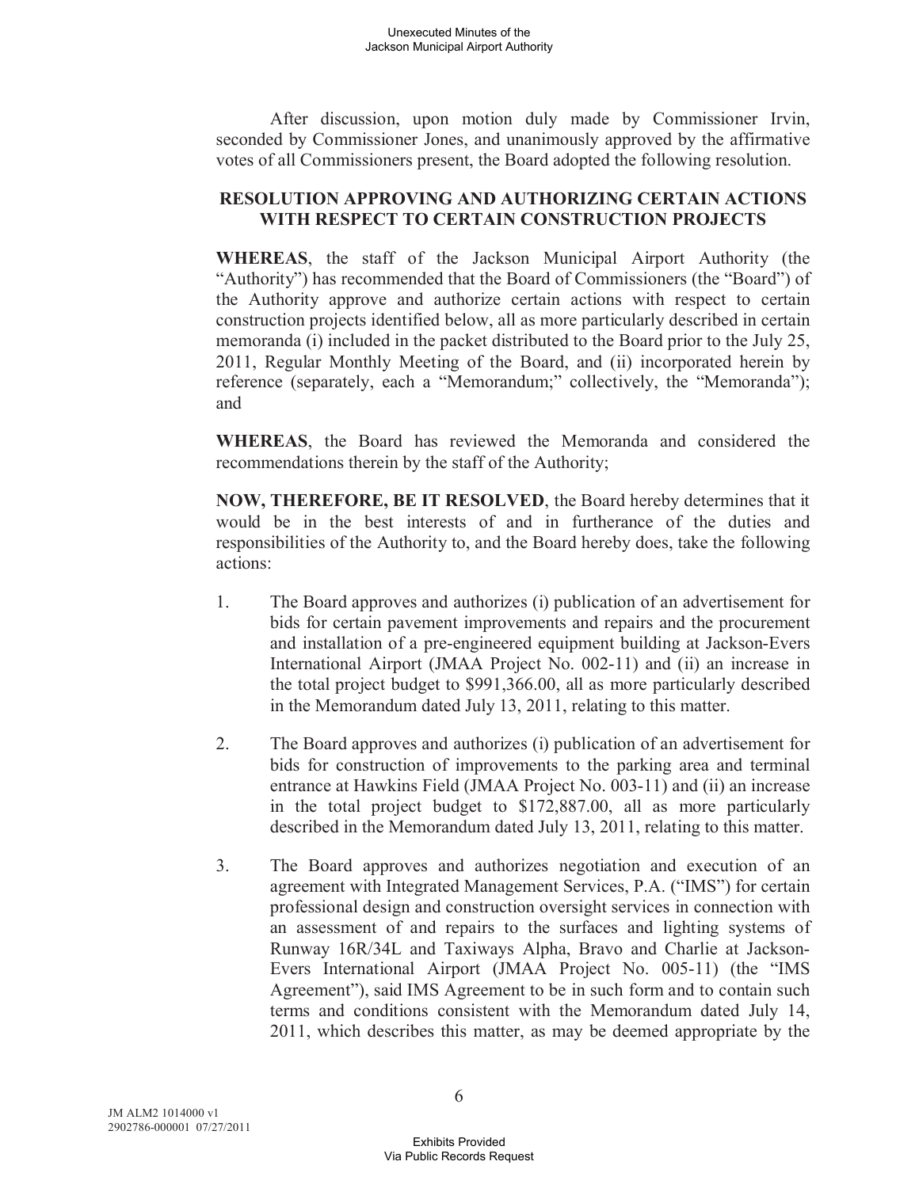After discussion, upon motion duly made by Commissioner Irvin, seconded by Commissioner Jones, and unanimously approved by the affirmative votes of all Commissioners present, the Board adopted the following resolution.

**RESOLUTION APPROVING AND AUTHORIZING CERTAIN ACTIONS WITH RESPECT TO CERTAIN CONSTRUCTION PROJECTS**

**WHEREAS**, the staff of the Jackson Municipal Airport Authority (the "Authority") has recommended that the Board of Commissioners (the "Board") of the Authority approve and authorize certain actions with respect to certain construction projects identified below, all as more particularly described in certain memoranda (i) included in the packet distributed to the Board prior to the July 25, 2011, Regular Monthly Meeting of the Board, and (ii) incorporated herein by reference (separately, each a "Memorandum;" collectively, the "Memoranda"); and

**WHEREAS**, the Board has reviewed the Memoranda and considered the recommendations therein by the staff of the Authority;

**NOW, THEREFORE, BE IT RESOLVED**, the Board hereby determines that it would be in the best interests of and in furtherance of the duties and responsibilities of the Authority to, and the Board hereby does, take the following actions:

1. The Board approves and authorizes (i) publication of an advertisement for bids for certain pavement improvements and repairs and the procurement and installation of a pre-engineered equipment building at Jackson-Evers International Airport (JMAA Project No. 002-11) and (ii) an increase in the total project budget to $991,366.00, all as more particularly described in the Memorandum dated July 13, 2011, relating to this matter.

2. The Board approves and authorizes (i) publication of an advertisement for bids for construction of improvements to the parking area and terminal entrance at Hawkins Field (JMAA Project No. 003-11) and (ii) an increase in the total project budget to $172,887.00, all as more particularly described in the Memorandum dated July 13, 2011, relating to this matter.

3. The Board approves and authorizes negotiation and execution of an agreement with Integrated Management Services, P.A. ("IMS") for certain professional design and construction oversight services in connection with an assessment of and repairs to the surfaces and lighting systems of Runway 16R/34L and Taxiways Alpha, Bravo and Charlie at Jackson-Evers International Airport (JMAA Project No. 005-11) (the "IMS Agreement"), said IMS Agreement to be in such form and to contain such terms and conditions consistent with the Memorandum dated July 14, 2011, which describes this matter, as may be deemed appropriate by the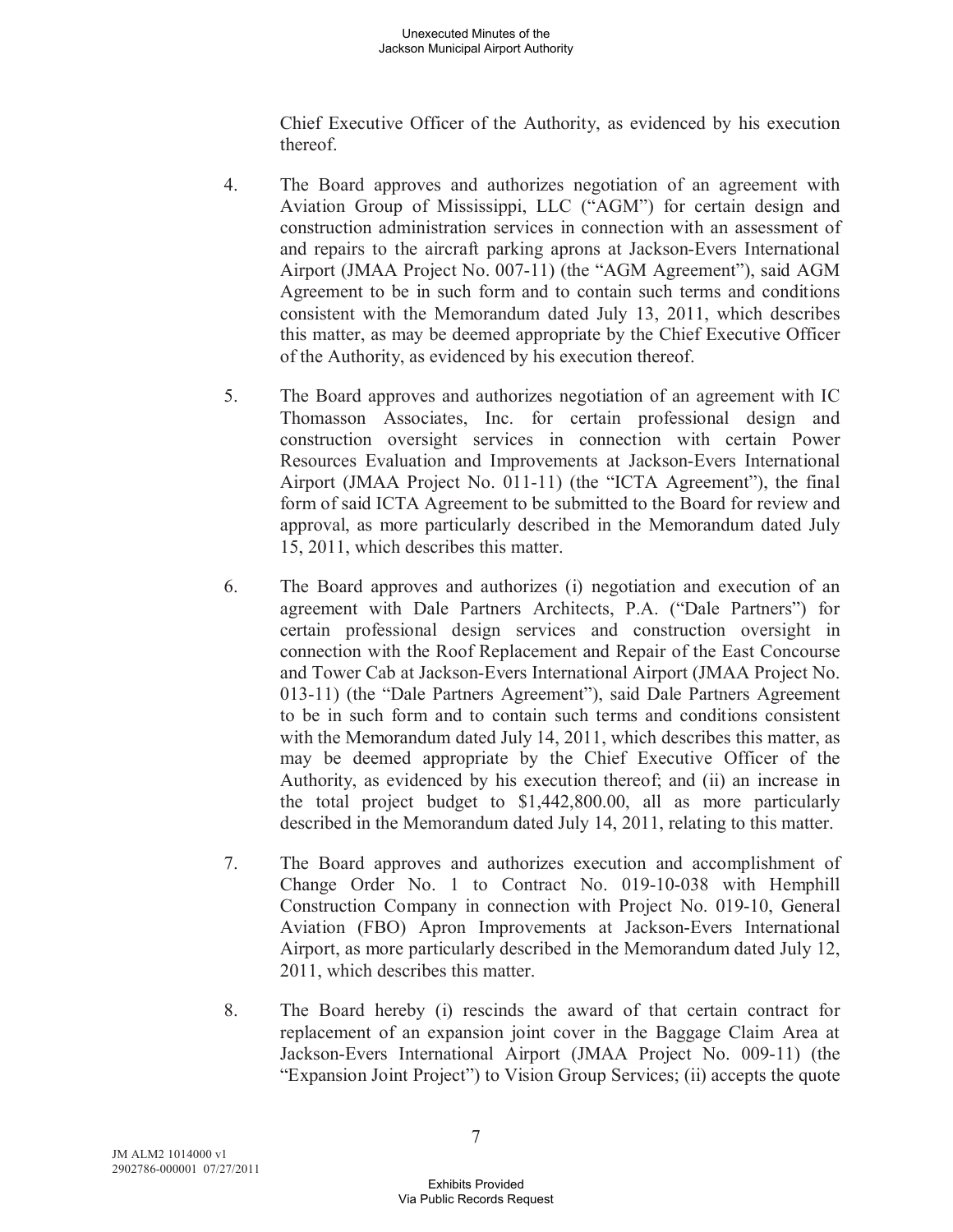Chief Executive Officer of the Authority, as evidenced by his execution thereof.

4. The Board approves and authorizes negotiation of an agreement with Aviation Group of Mississippi, LLC ("AGM") for certain design and construction administration services in connection with an assessment of and repairs to the aircraft parking aprons at Jackson-Evers International Airport (JMAA Project No. 007-11) (the "AGM Agreement"), said AGM Agreement to be in such form and to contain such terms and conditions consistent with the Memorandum dated July 13, 2011, which describes this matter, as may be deemed appropriate by the Chief Executive Officer of the Authority, as evidenced by his execution thereof.

5. The Board approves and authorizes negotiation of an agreement with IC Thomasson Associates, Inc. for certain professional design and construction oversight services in connection with certain Power Resources Evaluation and Improvements at Jackson-Evers International Airport (JMAA Project No. 011-11) (the "ICTA Agreement"), the final form of said ICTA Agreement to be submitted to the Board for review and approval, as more particularly described in the Memorandum dated July 15, 2011, which describes this matter.

6. The Board approves and authorizes (i) negotiation and execution of an agreement with Dale Partners Architects, P.A. ("Dale Partners") for certain professional design services and construction oversight in connection with the Roof Replacement and Repair of the East Concourse and Tower Cab at Jackson-Evers International Airport (JMAA Project No. 013-11) (the "Dale Partners Agreement"), said Dale Partners Agreement to be in such form and to contain such terms and conditions consistent with the Memorandum dated July 14, 2011, which describes this matter, as may be deemed appropriate by the Chief Executive Officer of the Authority, as evidenced by his execution thereof; and (ii) an increase in the total project budget to $1,442,800.00, all as more particularly described in the Memorandum dated July 14, 2011, relating to this matter.

7. The Board approves and authorizes execution and accomplishment of Change Order No. 1 to Contract No. 019-10-038 with Hemphill Construction Company in connection with Project No. 019-10, General Aviation (FBO) Apron Improvements at Jackson-Evers International Airport, as more particularly described in the Memorandum dated July 12, 2011, which describes this matter.

8. The Board hereby (i) rescinds the award of that certain contract for replacement of an expansion joint cover in the Baggage Claim Area at Jackson-Evers International Airport (JMAA Project No. 009-11) (the "Expansion Joint Project") to Vision Group Services; (ii) accepts the quote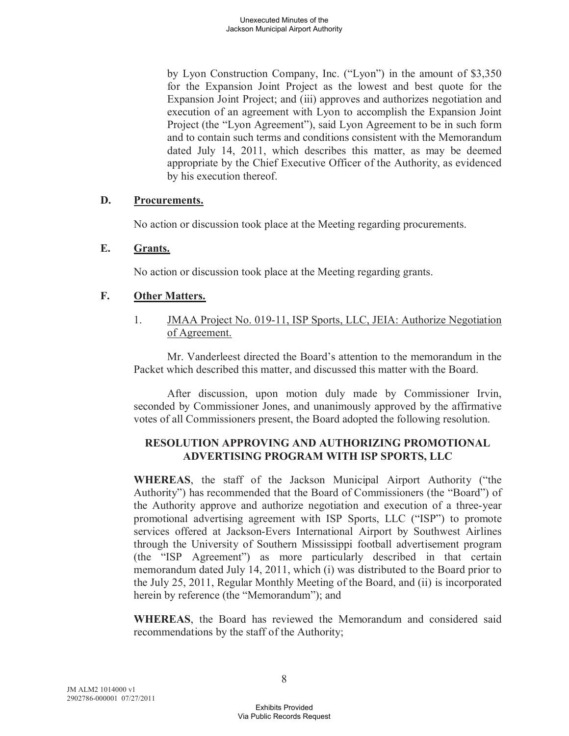by Lyon Construction Company, Inc. ("Lyon") in the amount of $3,350 for the Expansion Joint Project as the lowest and best quote for the Expansion Joint Project; and (iii) approves and authorizes negotiation and execution of an agreement with Lyon to accomplish the Expansion Joint Project (the "Lyon Agreement"), said Lyon Agreement to be in such form and to contain such terms and conditions consistent with the Memorandum dated July 14, 2011, which describes this matter, as may be deemed appropriate by the Chief Executive Officer of the Authority, as evidenced by his execution thereof.

**D. Procurements.**

No action or discussion took place at the Meeting regarding procurements.

**E. Grants.**

No action or discussion took place at the Meeting regarding grants.

**F. Other Matters.**

1. JMAA Project No. 019-11, ISP Sports, LLC, JEIA: Authorize Negotiation of Agreement.

Mr. Vanderleest directed the Board's attention to the memorandum in the Packet which described this matter, and discussed this matter with the Board.

After discussion, upon motion duly made by Commissioner Irvin, seconded by Commissioner Jones, and unanimously approved by the affirmative votes of all Commissioners present, the Board adopted the following resolution.

**RESOLUTION APPROVING AND AUTHORIZING PROMOTIONAL ADVERTISING PROGRAM WITH ISP SPORTS, LLC**

**WHEREAS**, the staff of the Jackson Municipal Airport Authority ("the Authority") has recommended that the Board of Commissioners (the "Board") of the Authority approve and authorize negotiation and execution of a three-year promotional advertising agreement with ISP Sports, LLC ("ISP") to promote services offered at Jackson-Evers International Airport by Southwest Airlines through the University of Southern Mississippi football advertisement program (the "ISP Agreement") as more particularly described in that certain memorandum dated July 14, 2011, which (i) was distributed to the Board prior to the July 25, 2011, Regular Monthly Meeting of the Board, and (ii) is incorporated herein by reference (the "Memorandum"); and

**WHEREAS**, the Board has reviewed the Memorandum and considered said recommendations by the staff of the Authority;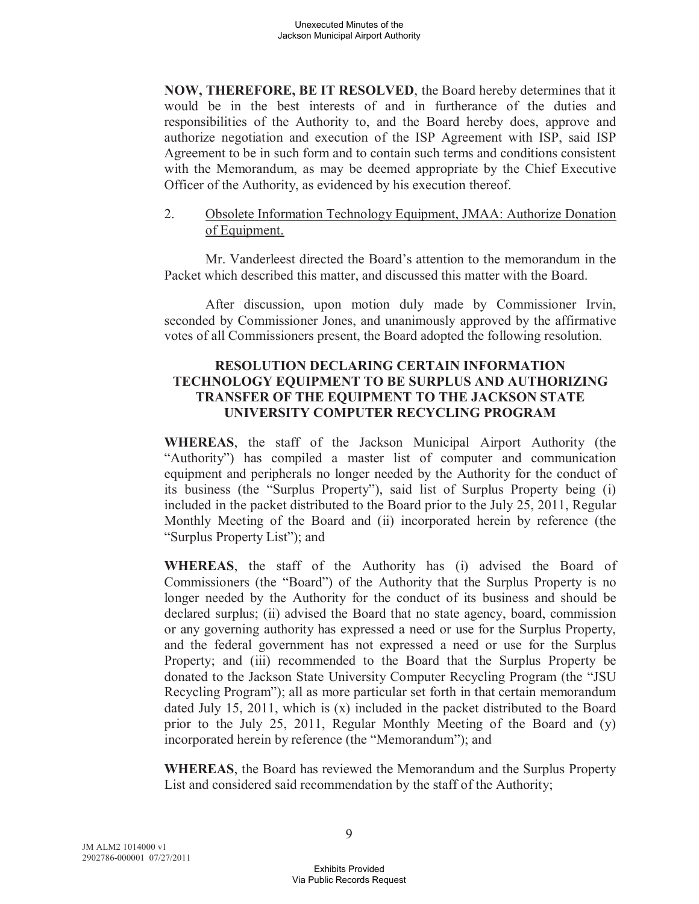**NOW, THEREFORE, BE IT RESOLVED**, the Board hereby determines that it would be in the best interests of and in furtherance of the duties and responsibilities of the Authority to, and the Board hereby does, approve and authorize negotiation and execution of the ISP Agreement with ISP, said ISP Agreement to be in such form and to contain such terms and conditions consistent with the Memorandum, as may be deemed appropriate by the Chief Executive Officer of the Authority, as evidenced by his execution thereof.

2. Obsolete Information Technology Equipment, JMAA: Authorize Donation of Equipment.

Mr. Vanderleest directed the Board's attention to the memorandum in the Packet which described this matter, and discussed this matter with the Board.

After discussion, upon motion duly made by Commissioner Irvin, seconded by Commissioner Jones, and unanimously approved by the affirmative votes of all Commissioners present, the Board adopted the following resolution.

**RESOLUTION DECLARING CERTAIN INFORMATION TECHNOLOGY EQUIPMENT TO BE SURPLUS AND AUTHORIZING TRANSFER OF THE EQUIPMENT TO THE JACKSON STATE UNIVERSITY COMPUTER RECYCLING PROGRAM**

**WHEREAS**, the staff of the Jackson Municipal Airport Authority (the "Authority") has compiled a master list of computer and communication equipment and peripherals no longer needed by the Authority for the conduct of its business (the "Surplus Property"), said list of Surplus Property being (i) included in the packet distributed to the Board prior to the July 25, 2011, Regular Monthly Meeting of the Board and (ii) incorporated herein by reference (the "Surplus Property List"); and

**WHEREAS**, the staff of the Authority has (i) advised the Board of Commissioners (the "Board") of the Authority that the Surplus Property is no longer needed by the Authority for the conduct of its business and should be declared surplus; (ii) advised the Board that no state agency, board, commission or any governing authority has expressed a need or use for the Surplus Property, and the federal government has not expressed a need or use for the Surplus Property; and (iii) recommended to the Board that the Surplus Property be donated to the Jackson State University Computer Recycling Program (the "JSU Recycling Program"); all as more particular set forth in that certain memorandum dated July 15, 2011, which is (x) included in the packet distributed to the Board prior to the July 25, 2011, Regular Monthly Meeting of the Board and (y) incorporated herein by reference (the "Memorandum"); and

**WHEREAS**, the Board has reviewed the Memorandum and the Surplus Property List and considered said recommendation by the staff of the Authority;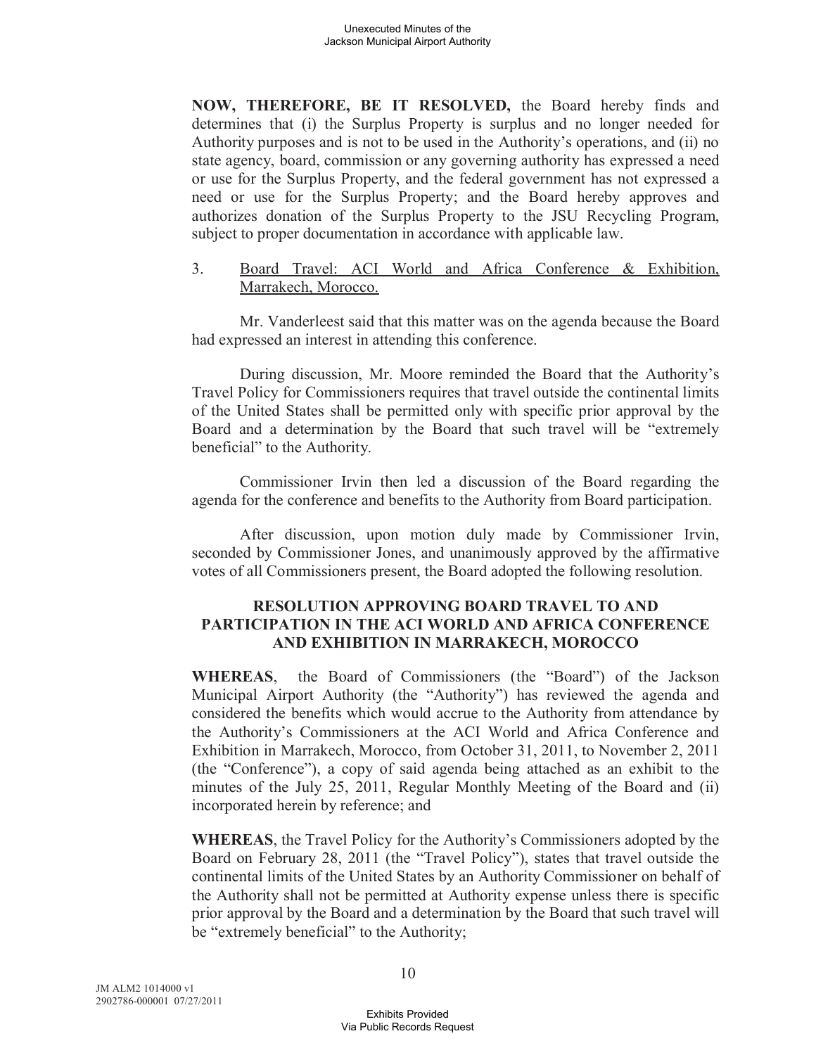**NOW, THEREFORE, BE IT RESOLVED,** the Board hereby finds and determines that (i) the Surplus Property is surplus and no longer needed for Authority purposes and is not to be used in the Authority's operations, and (ii) no state agency, board, commission or any governing authority has expressed a need or use for the Surplus Property, and the federal government has not expressed a need or use for the Surplus Property; and the Board hereby approves and authorizes donation of the Surplus Property to the JSU Recycling Program, subject to proper documentation in accordance with applicable law.

3. Board Travel: ACI World and Africa Conference & Exhibition, Marrakech, Morocco.

Mr. Vanderleest said that this matter was on the agenda because the Board had expressed an interest in attending this conference.

During discussion, Mr. Moore reminded the Board that the Authority's Travel Policy for Commissioners requires that travel outside the continental limits of the United States shall be permitted only with specific prior approval by the Board and a determination by the Board that such travel will be "extremely beneficial" to the Authority.

Commissioner Irvin then led a discussion of the Board regarding the agenda for the conference and benefits to the Authority from Board participation.

After discussion, upon motion duly made by Commissioner Irvin, seconded by Commissioner Jones, and unanimously approved by the affirmative votes of all Commissioners present, the Board adopted the following resolution.

**RESOLUTION APPROVING BOARD TRAVEL TO AND PARTICIPATION IN THE ACI WORLD AND AFRICA CONFERENCE AND EXHIBITION IN MARRAKECH, MOROCCO**

**WHEREAS**, the Board of Commissioners (the "Board") of the Jackson Municipal Airport Authority (the "Authority") has reviewed the agenda and considered the benefits which would accrue to the Authority from attendance by the Authority's Commissioners at the ACI World and Africa Conference and Exhibition in Marrakech, Morocco, from October 31, 2011, to November 2, 2011 (the "Conference"), a copy of said agenda being attached as an exhibit to the minutes of the July 25, 2011, Regular Monthly Meeting of the Board and (ii) incorporated herein by reference; and

**WHEREAS**, the Travel Policy for the Authority's Commissioners adopted by the Board on February 28, 2011 (the "Travel Policy"), states that travel outside the continental limits of the United States by an Authority Commissioner on behalf of the Authority shall not be permitted at Authority expense unless there is specific prior approval by the Board and a determination by the Board that such travel will be "extremely beneficial" to the Authority;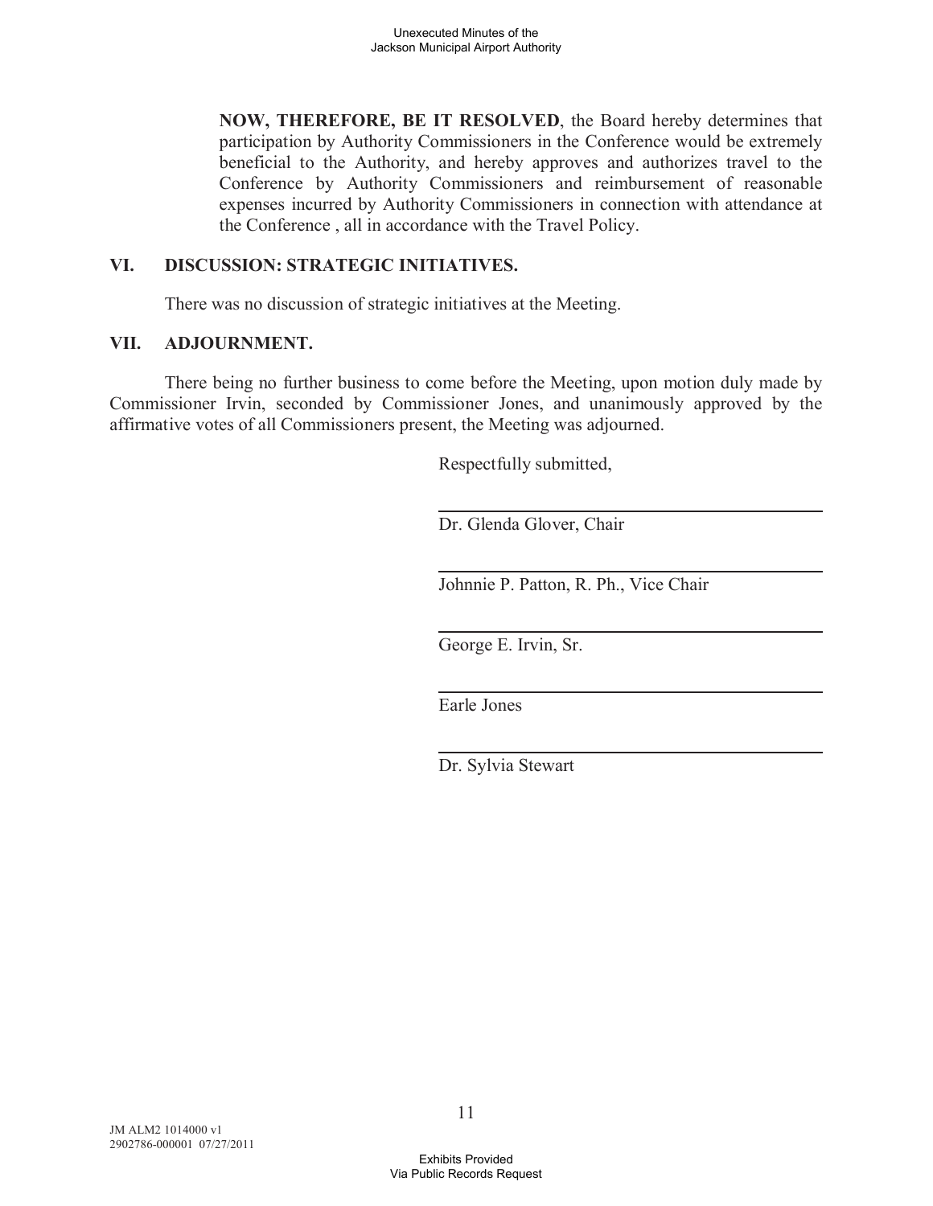**NOW, THEREFORE, BE IT RESOLVED**, the Board hereby determines that participation by Authority Commissioners in the Conference would be extremely beneficial to the Authority, and hereby approves and authorizes travel to the Conference by Authority Commissioners and reimbursement of reasonable expenses incurred by Authority Commissioners in connection with attendance at the Conference , all in accordance with the Travel Policy.

## VI. DISCUSSION: STRATEGIC INITIATIVES.

There was no discussion of strategic initiatives at the Meeting.

## VII. ADJOURNMENT.

There being no further business to come before the Meeting, upon motion duly made by Commissioner Irvin, seconded by Commissioner Jones, and unanimously approved by the affirmative votes of all Commissioners present, the Meeting was adjourned.

Respectfully submitted,

\_\_\_\_\_\_\_\_\_\_\_\_\_\_\_\_\_\_\_\_\_\_\_\_\_\_\_\_\_\_\_\_\_\_\_\_\_\_\_\_

Dr. Glenda Glover, Chair

\_\_\_\_\_\_\_\_\_\_\_\_\_\_\_\_\_\_\_\_\_\_\_\_\_\_\_\_\_\_\_\_\_\_\_\_\_\_\_\_

Johnnie P. Patton, R. Ph., Vice Chair

\_\_\_\_\_\_\_\_\_\_\_\_\_\_\_\_\_\_\_\_\_\_\_\_\_\_\_\_\_\_\_\_\_\_\_\_\_\_\_\_

George E. Irvin, Sr.

\_\_\_\_\_\_\_\_\_\_\_\_\_\_\_\_\_\_\_\_\_\_\_\_\_\_\_\_\_\_\_\_\_\_\_\_\_\_\_\_

Earle Jones

\_\_\_\_\_\_\_\_\_\_\_\_\_\_\_\_\_\_\_\_\_\_\_\_\_\_\_\_\_\_\_\_\_\_\_\_\_\_\_\_

Dr. Sylvia Stewart